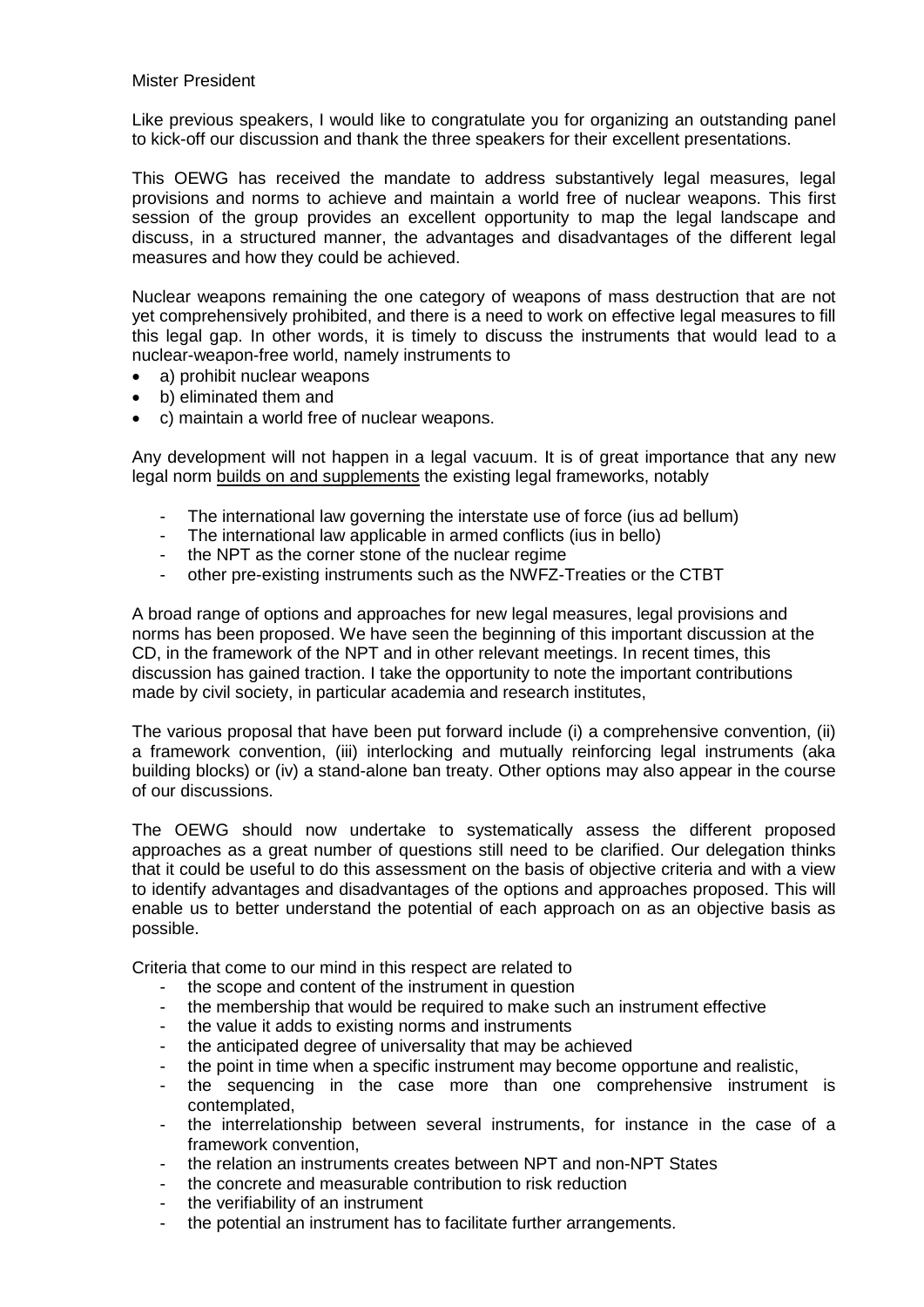Mister President

Like previous speakers, I would like to congratulate you for organizing an outstanding panel to kick-off our discussion and thank the three speakers for their excellent presentations.

This OEWG has received the mandate to address substantively legal measures, legal provisions and norms to achieve and maintain a world free of nuclear weapons. This first session of the group provides an excellent opportunity to map the legal landscape and discuss, in a structured manner, the advantages and disadvantages of the different legal measures and how they could be achieved.

Nuclear weapons remaining the one category of weapons of mass destruction that are not yet comprehensively prohibited, and there is a need to work on effective legal measures to fill this legal gap. In other words, it is timely to discuss the instruments that would lead to a nuclear-weapon-free world, namely instruments to

- a) prohibit nuclear weapons
- b) eliminated them and
- c) maintain a world free of nuclear weapons.

Any development will not happen in a legal vacuum. It is of great importance that any new legal norm <u>builds on and supplements</u> the existing legal frameworks, notably

- The international law governing the interstate use of force (ius ad bellum)
- The international law applicable in armed conflicts (ius in bello)
- the NPT as the corner stone of the nuclear regime
- other pre-existing instruments such as the NWFZ-Treaties or the CTBT

A broad range of options and approaches for new legal measures, legal provisions and norms has been proposed. We have seen the beginning of this important discussion at the CD, in the framework of the NPT and in other relevant meetings. In recent times, this discussion has gained traction. I take the opportunity to note the important contributions made by civil society, in particular academia and research institutes,

The various proposal that have been put forward include (i) a comprehensive convention, (ii) a framework convention, (iii) interlocking and mutually reinforcing legal instruments (aka building blocks) or (iv) a stand-alone ban treaty. Other options may also appear in the course of our discussions.

The OEWG should now undertake to systematically assess the different proposed approaches as a great number of questions still need to be clarified. Our delegation thinks that it could be useful to do this assessment on the basis of objective criteria and with a view to identify advantages and disadvantages of the options and approaches proposed. This will enable us to better understand the potential of each approach on as an objective basis as possible.

Criteria that come to our mind in this respect are related to

- the scope and content of the instrument in question
- the membership that would be required to make such an instrument effective
- the value it adds to existing norms and instruments
- the anticipated degree of universality that may be achieved
- the point in time when a specific instrument may become opportune and realistic,
- the sequencing in the case more than one comprehensive instrument is contemplated,
- the interrelationship between several instruments, for instance in the case of a framework convention,
- the relation an instruments creates between NPT and non-NPT States
- the concrete and measurable contribution to risk reduction
- the verifiability of an instrument
- the potential an instrument has to facilitate further arrangements.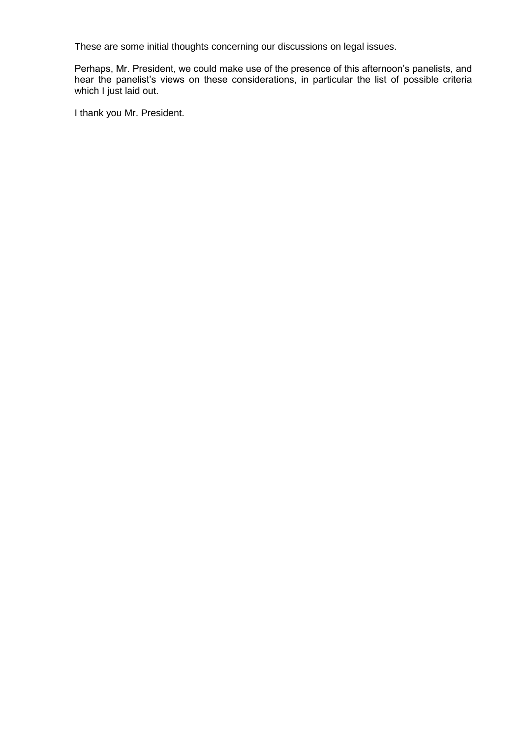These are some initial thoughts concerning our discussions on legal issues.

Perhaps, Mr. President, we could make use of the presence of this afternoon's panelists, and hear the panelist's views on these considerations, in particular the list of possible criteria which I just laid out.

I thank you Mr. President.